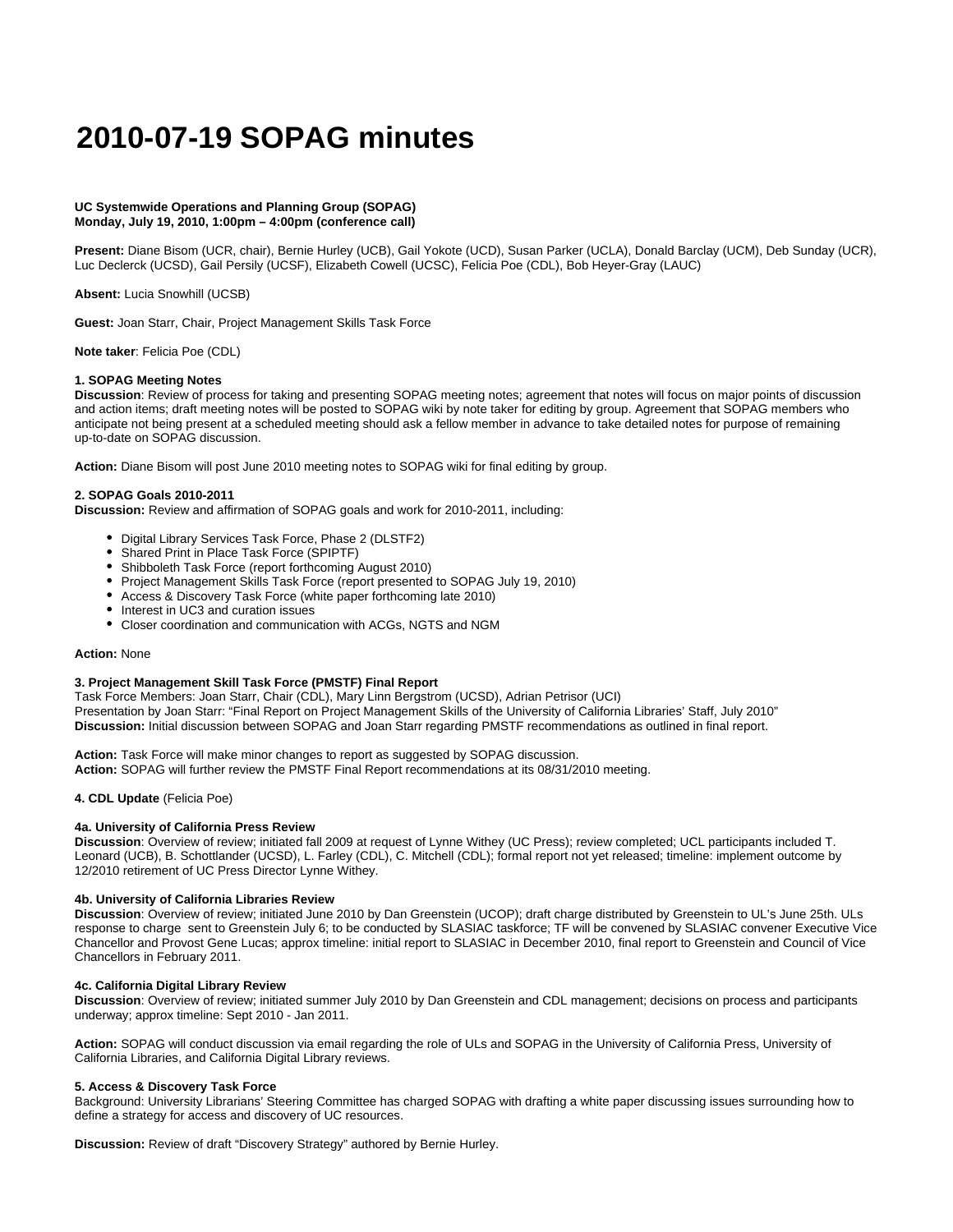# 2010-07-19 SOPAG minutes

**UC Systemwide Operations and Planning Group (SOPAG)**
**Monday, July 19, 2010, 1:00pm – 4:00pm (conference call)**

**Present:** Diane Bisom (UCR, chair), Bernie Hurley (UCB), Gail Yokote (UCD), Susan Parker (UCLA), Donald Barclay (UCM), Deb Sunday (UCR), Luc Declerck (UCSD), Gail Persily (UCSF), Elizabeth Cowell (UCSC), Felicia Poe (CDL), Bob Heyer-Gray (LAUC)

**Absent:** Lucia Snowhill (UCSB)

**Guest:** Joan Starr, Chair, Project Management Skills Task Force

**Note taker**: Felicia Poe (CDL)

**1. SOPAG Meeting Notes**
**Discussion**: Review of process for taking and presenting SOPAG meeting notes; agreement that notes will focus on major points of discussion and action items; draft meeting notes will be posted to SOPAG wiki by note taker for editing by group. Agreement that SOPAG members who anticipate not being present at a scheduled meeting should ask a fellow member in advance to take detailed notes for purpose of remaining up-to-date on SOPAG discussion.

**Action:** Diane Bisom will post June 2010 meeting notes to SOPAG wiki for final editing by group.

**2. SOPAG Goals 2010-2011**
**Discussion:** Review and affirmation of SOPAG goals and work for 2010-2011, including:

- Digital Library Services Task Force, Phase 2 (DLSTF2)
- Shared Print in Place Task Force (SPIPTF)
- Shibboleth Task Force (report forthcoming August 2010)
- Project Management Skills Task Force (report presented to SOPAG July 19, 2010)
- Access & Discovery Task Force (white paper forthcoming late 2010)
- Interest in UC3 and curation issues
- Closer coordination and communication with ACGs, NGTS and NGM

**Action:** None

**3. Project Management Skill Task Force (PMSTF) Final Report**
Task Force Members: Joan Starr, Chair (CDL), Mary Linn Bergstrom (UCSD), Adrian Petrisor (UCI)
Presentation by Joan Starr: "Final Report on Project Management Skills of the University of California Libraries' Staff, July 2010"
**Discussion:** Initial discussion between SOPAG and Joan Starr regarding PMSTF recommendations as outlined in final report.

**Action:** Task Force will make minor changes to report as suggested by SOPAG discussion.
**Action:** SOPAG will further review the PMSTF Final Report recommendations at its 08/31/2010 meeting.

**4. CDL Update** (Felicia Poe)

**4a. University of California Press Review**
**Discussion**: Overview of review; initiated fall 2009 at request of Lynne Withey (UC Press); review completed; UCL participants included T. Leonard (UCB), B. Schottlander (UCSD), L. Farley (CDL), C. Mitchell (CDL); formal report not yet released; timeline: implement outcome by 12/2010 retirement of UC Press Director Lynne Withey.

**4b. University of California Libraries Review**
**Discussion**: Overview of review; initiated June 2010 by Dan Greenstein (UCOP); draft charge distributed by Greenstein to UL's June 25th. ULs response to charge sent to Greenstein July 6; to be conducted by SLASIAC taskforce; TF will be convened by SLASIAC convener Executive Vice Chancellor and Provost Gene Lucas; approx timeline: initial report to SLASIAC in December 2010, final report to Greenstein and Council of Vice Chancellors in February 2011.

**4c. California Digital Library Review**
**Discussion**: Overview of review; initiated summer July 2010 by Dan Greenstein and CDL management; decisions on process and participants underway; approx timeline: Sept 2010 - Jan 2011.

**Action:** SOPAG will conduct discussion via email regarding the role of ULs and SOPAG in the University of California Press, University of California Libraries, and California Digital Library reviews.

**5. Access & Discovery Task Force**
Background: University Librarians' Steering Committee has charged SOPAG with drafting a white paper discussing issues surrounding how to define a strategy for access and discovery of UC resources.

**Discussion:** Review of draft "Discovery Strategy" authored by Bernie Hurley.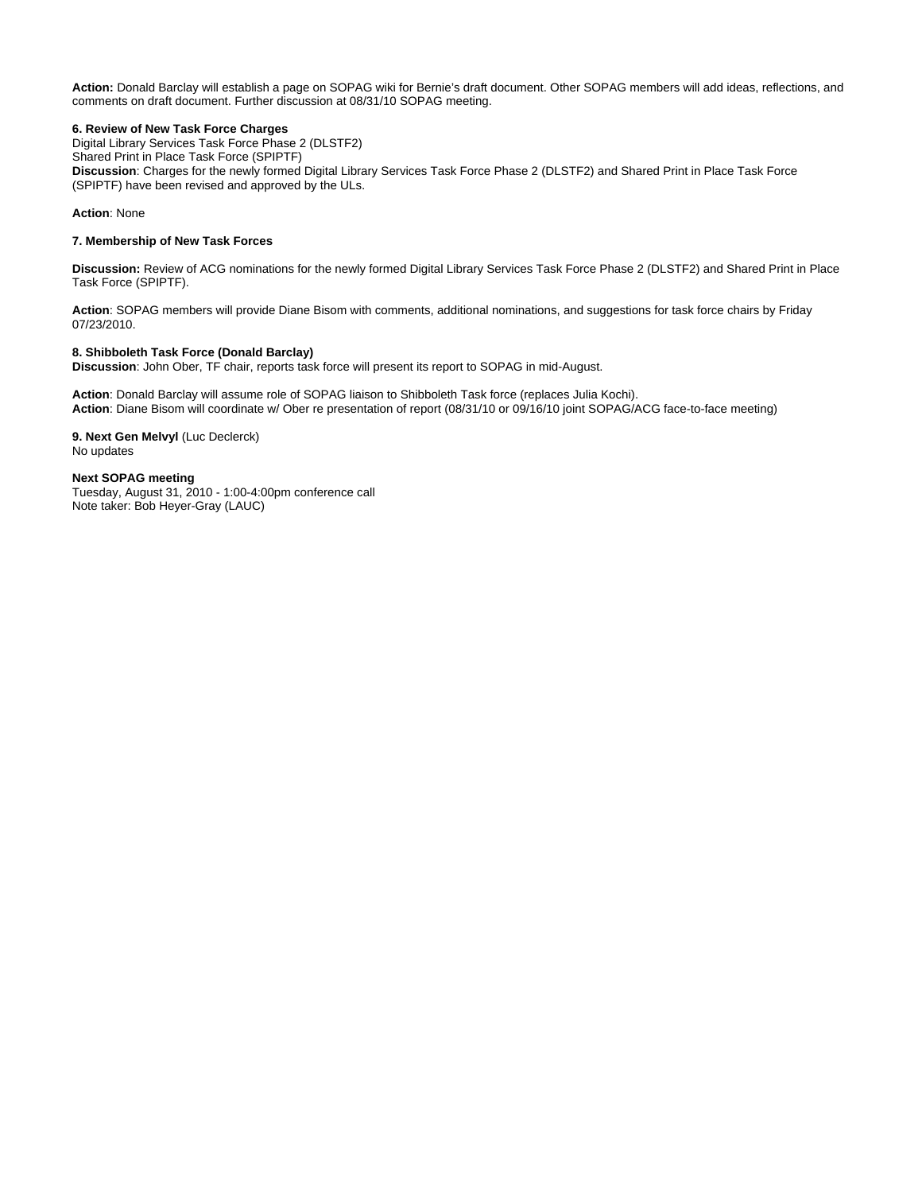**Action:** Donald Barclay will establish a page on SOPAG wiki for Bernie's draft document. Other SOPAG members will add ideas, reflections, and comments on draft document. Further discussion at 08/31/10 SOPAG meeting.

**6. Review of New Task Force Charges**
Digital Library Services Task Force Phase 2 (DLSTF2)
Shared Print in Place Task Force (SPIPTF)
**Discussion**: Charges for the newly formed Digital Library Services Task Force Phase 2 (DLSTF2) and Shared Print in Place Task Force (SPIPTF) have been revised and approved by the ULs.

**Action**: None

**7. Membership of New Task Forces**

**Discussion:** Review of ACG nominations for the newly formed Digital Library Services Task Force Phase 2 (DLSTF2) and Shared Print in Place Task Force (SPIPTF).

**Action**: SOPAG members will provide Diane Bisom with comments, additional nominations, and suggestions for task force chairs by Friday 07/23/2010.

**8. Shibboleth Task Force (Donald Barclay)**
**Discussion**: John Ober, TF chair, reports task force will present its report to SOPAG in mid-August.

**Action**: Donald Barclay will assume role of SOPAG liaison to Shibboleth Task force (replaces Julia Kochi).
**Action**: Diane Bisom will coordinate w/ Ober re presentation of report (08/31/10 or 09/16/10 joint SOPAG/ACG face-to-face meeting)

**9. Next Gen Melvyl** (Luc Declerck)
No updates

**Next SOPAG meeting**
Tuesday, August 31, 2010 - 1:00-4:00pm conference call
Note taker: Bob Heyer-Gray (LAUC)